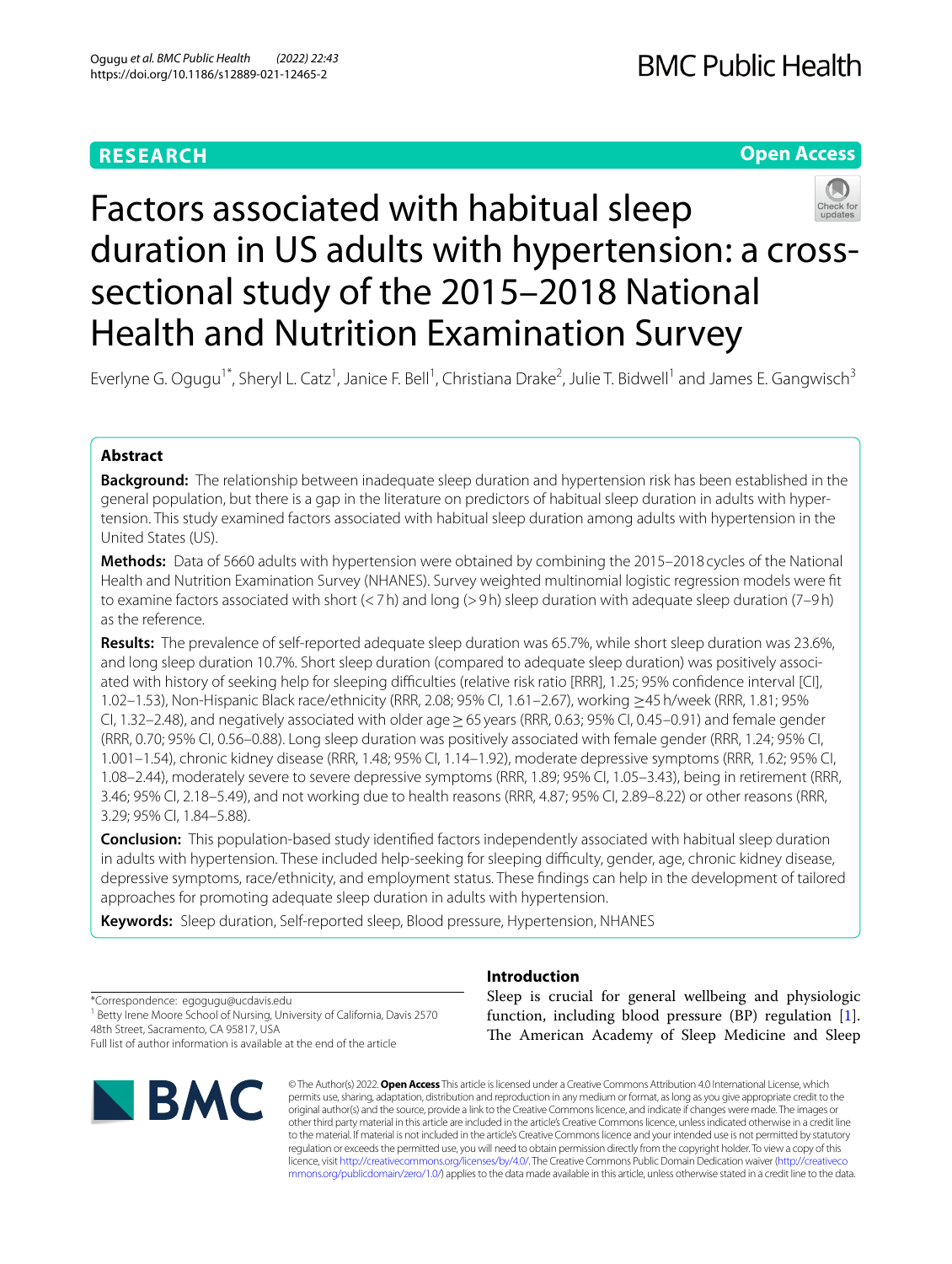**RESEARCH** **Open Access**

# Factors associated with habitual sleep duration in US adults with hypertension: a cross-sectional study of the 2015–2018 National Health and Nutrition Examination Survey

Everlyne G. Ogugu[1*], Sheryl L. Catz[1], Janice F. Bell[1], Christiana Drake[2], Julie T. Bidwell[1] and James E. Gangwisch[3]

## Abstract

**Background:** The relationship between inadequate sleep duration and hypertension risk has been established in the general population, but there is a gap in the literature on predictors of habitual sleep duration in adults with hypertension. This study examined factors associated with habitual sleep duration among adults with hypertension in the United States (US).

**Methods:** Data of 5660 adults with hypertension were obtained by combining the 2015–2018 cycles of the National Health and Nutrition Examination Survey (NHANES). Survey weighted multinomial logistic regression models were fit to examine factors associated with short (<7 h) and long (>9 h) sleep duration with adequate sleep duration (7–9 h) as the reference.

**Results:** The prevalence of self-reported adequate sleep duration was 65.7%, while short sleep duration was 23.6%, and long sleep duration 10.7%. Short sleep duration (compared to adequate sleep duration) was positively associated with history of seeking help for sleeping difficulties (relative risk ratio [RRR], 1.25; 95% confidence interval [CI], 1.02–1.53), Non-Hispanic Black race/ethnicity (RRR, 2.08; 95% CI, 1.61–2.67), working ≥45 h/week (RRR, 1.81; 95% CI, 1.32–2.48), and negatively associated with older age ≥ 65 years (RRR, 0.63; 95% CI, 0.45–0.91) and female gender (RRR, 0.70; 95% CI, 0.56–0.88). Long sleep duration was positively associated with female gender (RRR, 1.24; 95% CI, 1.001–1.54), chronic kidney disease (RRR, 1.48; 95% CI, 1.14–1.92), moderate depressive symptoms (RRR, 1.62; 95% CI, 1.08–2.44), moderately severe to severe depressive symptoms (RRR, 1.89; 95% CI, 1.05–3.43), being in retirement (RRR, 3.46; 95% CI, 2.18–5.49), and not working due to health reasons (RRR, 4.87; 95% CI, 2.89–8.22) or other reasons (RRR, 3.29; 95% CI, 1.84–5.88).

**Conclusion:** This population-based study identified factors independently associated with habitual sleep duration in adults with hypertension. These included help-seeking for sleeping difficulty, gender, age, chronic kidney disease, depressive symptoms, race/ethnicity, and employment status. These findings can help in the development of tailored approaches for promoting adequate sleep duration in adults with hypertension.

**Keywords:** Sleep duration, Self-reported sleep, Blood pressure, Hypertension, NHANES

*Correspondence: egogugu@ucdavis.edu
[1] Betty Irene Moore School of Nursing, University of California, Davis 2570 48th Street, Sacramento, CA 95817, USA
Full list of author information is available at the end of the article

## Introduction

Sleep is crucial for general wellbeing and physiologic function, including blood pressure (BP) regulation [1]. The American Academy of Sleep Medicine and Sleep

© The Author(s) 2022. **Open Access** This article is licensed under a Creative Commons Attribution 4.0 International License, which permits use, sharing, adaptation, distribution and reproduction in any medium or format, as long as you give appropriate credit to the original author(s) and the source, provide a link to the Creative Commons licence, and indicate if changes were made. The images or other third party material in this article are included in the article's Creative Commons licence, unless indicated otherwise in a credit line to the material. If material is not included in the article's Creative Commons licence and your intended use is not permitted by statutory regulation or exceeds the permitted use, you will need to obtain permission directly from the copyright holder. To view a copy of this licence, visit http://creativecommons.org/licenses/by/4.0/. The Creative Commons Public Domain Dedication waiver (http://creativecommons.org/publicdomain/zero/1.0/) applies to the data made available in this article, unless otherwise stated in a credit line to the data.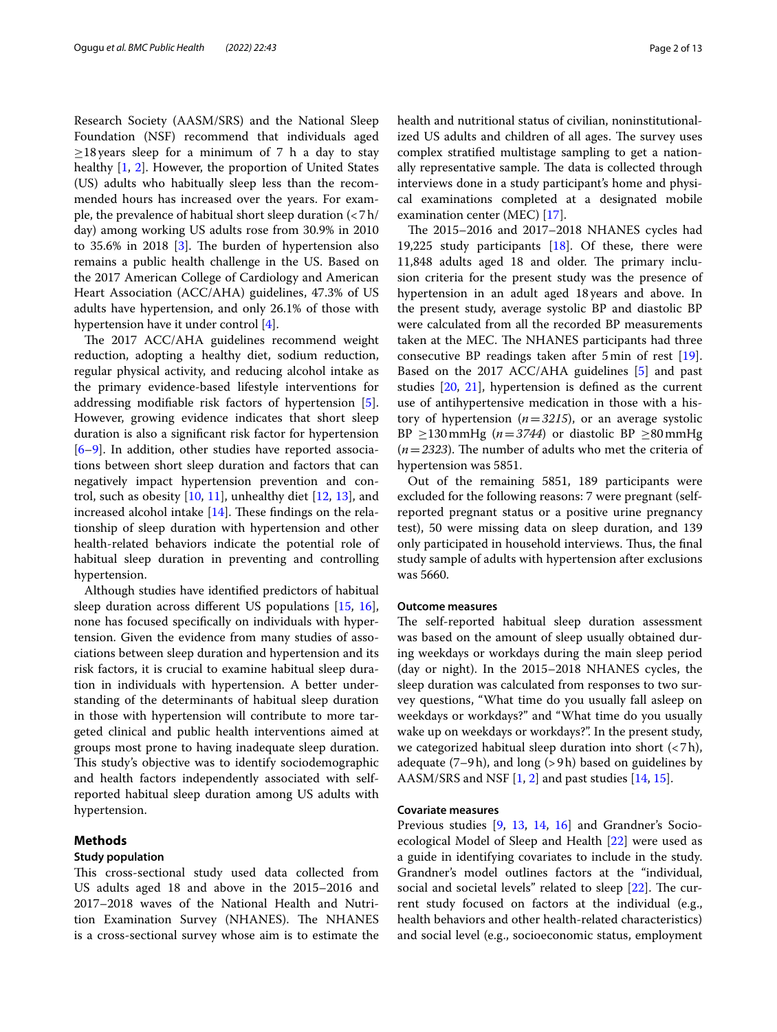Research Society (AASM/SRS) and the National Sleep Foundation (NSF) recommend that individuals aged ≥18 years sleep for a minimum of 7 h a day to stay healthy [1, 2]. However, the proportion of United States (US) adults who habitually sleep less than the recommended hours has increased over the years. For example, the prevalence of habitual short sleep duration (<7 h/day) among working US adults rose from 30.9% in 2010 to 35.6% in 2018 [3]. The burden of hypertension also remains a public health challenge in the US. Based on the 2017 American College of Cardiology and American Heart Association (ACC/AHA) guidelines, 47.3% of US adults have hypertension, and only 26.1% of those with hypertension have it under control [4].

The 2017 ACC/AHA guidelines recommend weight reduction, adopting a healthy diet, sodium reduction, regular physical activity, and reducing alcohol intake as the primary evidence-based lifestyle interventions for addressing modifiable risk factors of hypertension [5]. However, growing evidence indicates that short sleep duration is also a significant risk factor for hypertension [6–9]. In addition, other studies have reported associations between short sleep duration and factors that can negatively impact hypertension prevention and control, such as obesity [10, 11], unhealthy diet [12, 13], and increased alcohol intake [14]. These findings on the relationship of sleep duration with hypertension and other health-related behaviors indicate the potential role of habitual sleep duration in preventing and controlling hypertension.

Although studies have identified predictors of habitual sleep duration across different US populations [15, 16], none has focused specifically on individuals with hypertension. Given the evidence from many studies of associations between sleep duration and hypertension and its risk factors, it is crucial to examine habitual sleep duration in individuals with hypertension. A better understanding of the determinants of habitual sleep duration in those with hypertension will contribute to more targeted clinical and public health interventions aimed at groups most prone to having inadequate sleep duration. This study's objective was to identify sociodemographic and health factors independently associated with self-reported habitual sleep duration among US adults with hypertension.

## Methods

### Study population

This cross-sectional study used data collected from US adults aged 18 and above in the 2015–2016 and 2017–2018 waves of the National Health and Nutrition Examination Survey (NHANES). The NHANES is a cross-sectional survey whose aim is to estimate the health and nutritional status of civilian, noninstitutionalized US adults and children of all ages. The survey uses complex stratified multistage sampling to get a nationally representative sample. The data is collected through interviews done in a study participant's home and physical examinations completed at a designated mobile examination center (MEC) [17].

The 2015–2016 and 2017–2018 NHANES cycles had 19,225 study participants [18]. Of these, there were 11,848 adults aged 18 and older. The primary inclusion criteria for the present study was the presence of hypertension in an adult aged 18 years and above. In the present study, average systolic BP and diastolic BP were calculated from all the recorded BP measurements taken at the MEC. The NHANES participants had three consecutive BP readings taken after 5 min of rest [19]. Based on the 2017 ACC/AHA guidelines [5] and past studies [20, 21], hypertension is defined as the current use of antihypertensive medication in those with a history of hypertension (*n* = *3215*), or an average systolic BP ≥130 mmHg (*n* = *3744*) or diastolic BP ≥80 mmHg (*n* = *2323*). The number of adults who met the criteria of hypertension was 5851.

Out of the remaining 5851, 189 participants were excluded for the following reasons: 7 were pregnant (self-reported pregnant status or a positive urine pregnancy test), 50 were missing data on sleep duration, and 139 only participated in household interviews. Thus, the final study sample of adults with hypertension after exclusions was 5660.

### Outcome measures

The self-reported habitual sleep duration assessment was based on the amount of sleep usually obtained during weekdays or workdays during the main sleep period (day or night). In the 2015–2018 NHANES cycles, the sleep duration was calculated from responses to two survey questions, "What time do you usually fall asleep on weekdays or workdays?" and "What time do you usually wake up on weekdays or workdays?". In the present study, we categorized habitual sleep duration into short (<7 h), adequate (7–9 h), and long (>9 h) based on guidelines by AASM/SRS and NSF [1, 2] and past studies [14, 15].

### Covariate measures

Previous studies [9, 13, 14, 16] and Grandner's Socio-ecological Model of Sleep and Health [22] were used as a guide in identifying covariates to include in the study. Grandner's model outlines factors at the "individual, social and societal levels" related to sleep [22]. The current study focused on factors at the individual (e.g., health behaviors and other health-related characteristics) and social level (e.g., socioeconomic status, employment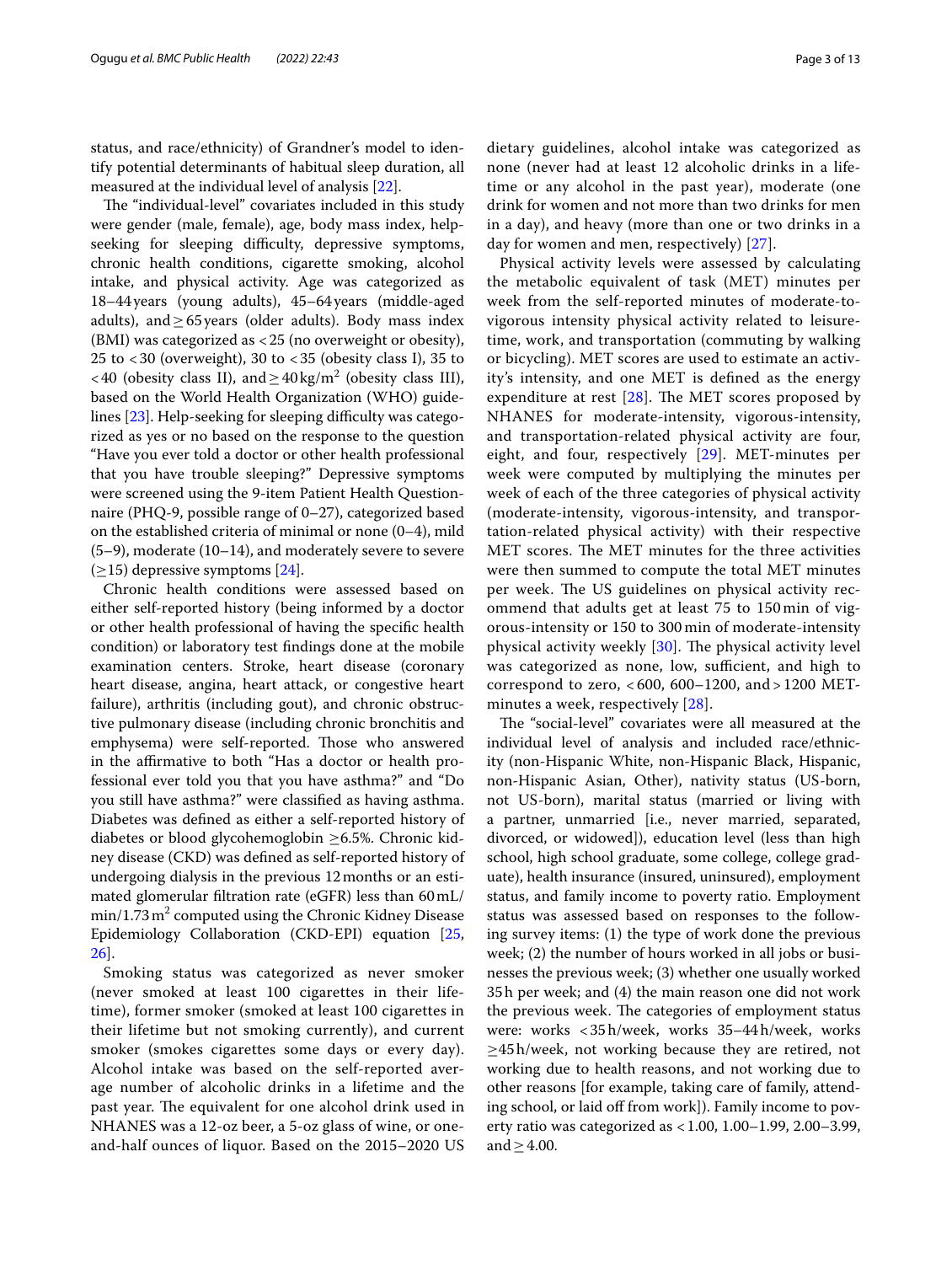status, and race/ethnicity) of Grandner's model to identify potential determinants of habitual sleep duration, all measured at the individual level of analysis [22].

The "individual-level" covariates included in this study were gender (male, female), age, body mass index, help-seeking for sleeping difficulty, depressive symptoms, chronic health conditions, cigarette smoking, alcohol intake, and physical activity. Age was categorized as 18–44 years (young adults), 45–64 years (middle-aged adults), and ≥65 years (older adults). Body mass index (BMI) was categorized as <25 (no overweight or obesity), 25 to <30 (overweight), 30 to <35 (obesity class I), 35 to <40 (obesity class II), and ≥40 kg/m$^2$ (obesity class III), based on the World Health Organization (WHO) guidelines [23]. Help-seeking for sleeping difficulty was categorized as yes or no based on the response to the question "Have you ever told a doctor or other health professional that you have trouble sleeping?" Depressive symptoms were screened using the 9-item Patient Health Questionnaire (PHQ-9, possible range of 0–27), categorized based on the established criteria of minimal or none (0–4), mild (5–9), moderate (10–14), and moderately severe to severe (≥15) depressive symptoms [24].

Chronic health conditions were assessed based on either self-reported history (being informed by a doctor or other health professional of having the specific health condition) or laboratory test findings done at the mobile examination centers. Stroke, heart disease (coronary heart disease, angina, heart attack, or congestive heart failure), arthritis (including gout), and chronic obstructive pulmonary disease (including chronic bronchitis and emphysema) were self-reported. Those who answered in the affirmative to both "Has a doctor or health professional ever told you that you have asthma?" and "Do you still have asthma?" were classified as having asthma. Diabetes was defined as either a self-reported history of diabetes or blood glycohemoglobin ≥6.5%. Chronic kidney disease (CKD) was defined as self-reported history of undergoing dialysis in the previous 12 months or an estimated glomerular filtration rate (eGFR) less than 60 mL/min/1.73 m$^2$ computed using the Chronic Kidney Disease Epidemiology Collaboration (CKD-EPI) equation [25, 26].

Smoking status was categorized as never smoker (never smoked at least 100 cigarettes in their lifetime), former smoker (smoked at least 100 cigarettes in their lifetime but not smoking currently), and current smoker (smokes cigarettes some days or every day). Alcohol intake was based on the self-reported average number of alcoholic drinks in a lifetime and the past year. The equivalent for one alcohol drink used in NHANES was a 12-oz beer, a 5-oz glass of wine, or one-and-half ounces of liquor. Based on the 2015–2020 US dietary guidelines, alcohol intake was categorized as none (never had at least 12 alcoholic drinks in a lifetime or any alcohol in the past year), moderate (one drink for women and not more than two drinks for men in a day), and heavy (more than one or two drinks in a day for women and men, respectively) [27].

Physical activity levels were assessed by calculating the metabolic equivalent of task (MET) minutes per week from the self-reported minutes of moderate-to-vigorous intensity physical activity related to leisure-time, work, and transportation (commuting by walking or bicycling). MET scores are used to estimate an activity's intensity, and one MET is defined as the energy expenditure at rest [28]. The MET scores proposed by NHANES for moderate-intensity, vigorous-intensity, and transportation-related physical activity are four, eight, and four, respectively [29]. MET-minutes per week were computed by multiplying the minutes per week of each of the three categories of physical activity (moderate-intensity, vigorous-intensity, and transportation-related physical activity) with their respective MET scores. The MET minutes for the three activities were then summed to compute the total MET minutes per week. The US guidelines on physical activity recommend that adults get at least 75 to 150 min of vigorous-intensity or 150 to 300 min of moderate-intensity physical activity weekly [30]. The physical activity level was categorized as none, low, sufficient, and high to correspond to zero, <600, 600–1200, and >1200 MET-minutes a week, respectively [28].

The "social-level" covariates were all measured at the individual level of analysis and included race/ethnicity (non-Hispanic White, non-Hispanic Black, Hispanic, non-Hispanic Asian, Other), nativity status (US-born, not US-born), marital status (married or living with a partner, unmarried [i.e., never married, separated, divorced, or widowed]), education level (less than high school, high school graduate, some college, college graduate), health insurance (insured, uninsured), employment status, and family income to poverty ratio. Employment status was assessed based on responses to the following survey items: (1) the type of work done the previous week; (2) the number of hours worked in all jobs or businesses the previous week; (3) whether one usually worked 35 h per week; and (4) the main reason one did not work the previous week. The categories of employment status were: works <35 h/week, works 35–44 h/week, works ≥45 h/week, not working because they are retired, not working due to health reasons, and not working due to other reasons [for example, taking care of family, attending school, or laid off from work]). Family income to poverty ratio was categorized as <1.00, 1.00–1.99, 2.00–3.99, and ≥4.00.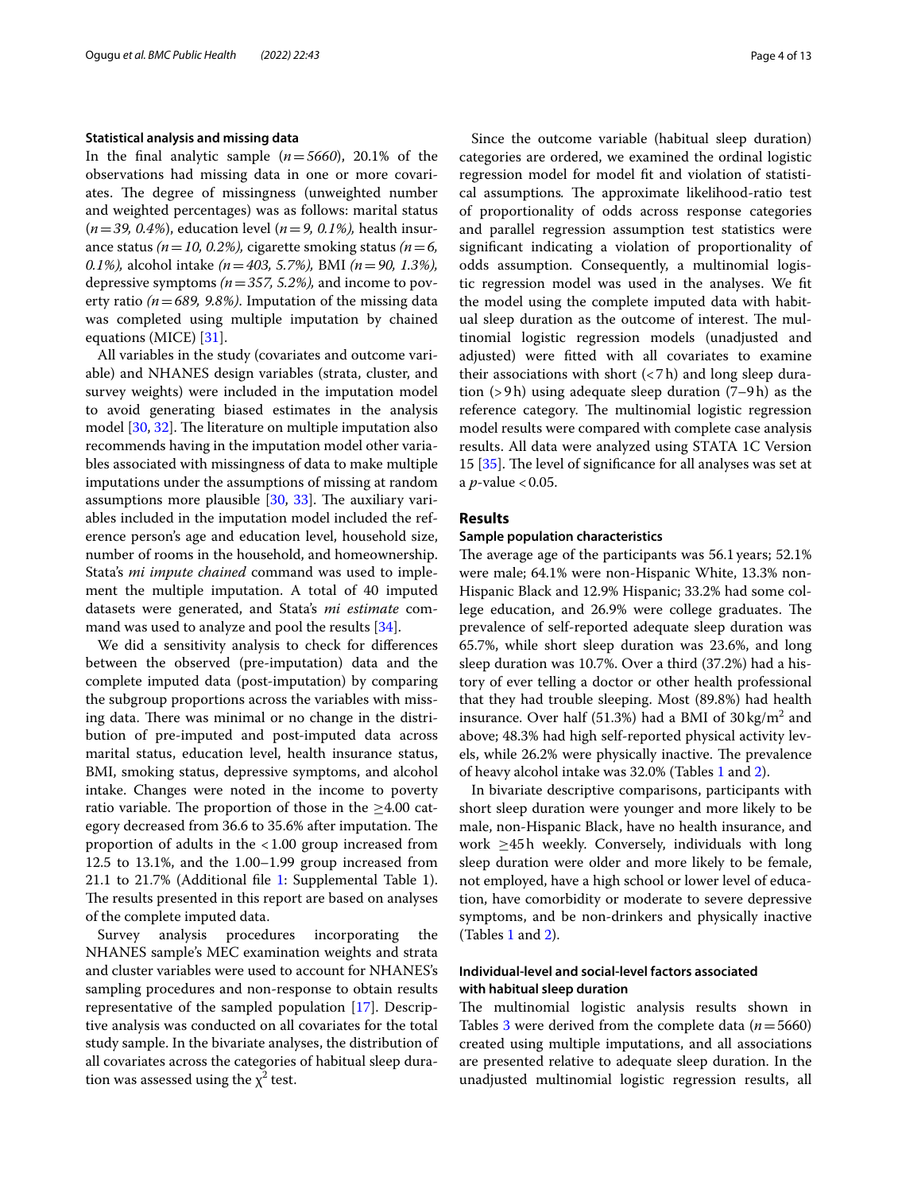### Statistical analysis and missing data

In the final analytic sample (*n* = *5660*), 20.1% of the observations had missing data in one or more covariates. The degree of missingness (unweighted number and weighted percentages) was as follows: marital status (*n* = *39, 0.4%*), education level (*n* = *9, 0.1%*), health insurance status *(n* = *10, 0.2%),* cigarette smoking status *(n* = *6, 0.1%),* alcohol intake *(n* = *403, 5.7%),* BMI *(n* = *90, 1.3%),* depressive symptoms *(n* = *357, 5.2%),* and income to poverty ratio *(n* = *689, 9.8%)*. Imputation of the missing data was completed using multiple imputation by chained equations (MICE) [31].

All variables in the study (covariates and outcome variable) and NHANES design variables (strata, cluster, and survey weights) were included in the imputation model to avoid generating biased estimates in the analysis model [30, 32]. The literature on multiple imputation also recommends having in the imputation model other variables associated with missingness of data to make multiple imputations under the assumptions of missing at random assumptions more plausible [30, 33]. The auxiliary variables included in the imputation model included the reference person's age and education level, household size, number of rooms in the household, and homeownership. Stata's *mi impute chained* command was used to implement the multiple imputation. A total of 40 imputed datasets were generated, and Stata's *mi estimate* command was used to analyze and pool the results [34].

We did a sensitivity analysis to check for differences between the observed (pre-imputation) data and the complete imputed data (post-imputation) by comparing the subgroup proportions across the variables with missing data. There was minimal or no change in the distribution of pre-imputed and post-imputed data across marital status, education level, health insurance status, BMI, smoking status, depressive symptoms, and alcohol intake. Changes were noted in the income to poverty ratio variable. The proportion of those in the ≥4.00 category decreased from 36.6 to 35.6% after imputation. The proportion of adults in the <1.00 group increased from 12.5 to 13.1%, and the 1.00–1.99 group increased from 21.1 to 21.7% (Additional file 1: Supplemental Table 1). The results presented in this report are based on analyses of the complete imputed data.

Survey analysis procedures incorporating the NHANES sample's MEC examination weights and strata and cluster variables were used to account for NHANES's sampling procedures and non-response to obtain results representative of the sampled population [17]. Descriptive analysis was conducted on all covariates for the total study sample. In the bivariate analyses, the distribution of all covariates across the categories of habitual sleep duration was assessed using the $\chi^2$ test.

Since the outcome variable (habitual sleep duration) categories are ordered, we examined the ordinal logistic regression model for model fit and violation of statistical assumptions*.* The approximate likelihood-ratio test of proportionality of odds across response categories and parallel regression assumption test statistics were significant indicating a violation of proportionality of odds assumption. Consequently, a multinomial logistic regression model was used in the analyses. We fit the model using the complete imputed data with habitual sleep duration as the outcome of interest. The multinomial logistic regression models (unadjusted and adjusted) were fitted with all covariates to examine their associations with short (<7 h) and long sleep duration (>9 h) using adequate sleep duration (7–9 h) as the reference category. The multinomial logistic regression model results were compared with complete case analysis results. All data were analyzed using STATA 1C Version 15 [35]. The level of significance for all analyses was set at a *p*-value <0.05.

## Results

### Sample population characteristics

The average age of the participants was 56.1 years; 52.1% were male; 64.1% were non-Hispanic White, 13.3% non-Hispanic Black and 12.9% Hispanic; 33.2% had some college education, and 26.9% were college graduates. The prevalence of self-reported adequate sleep duration was 65.7%, while short sleep duration was 23.6%, and long sleep duration was 10.7%. Over a third (37.2%) had a history of ever telling a doctor or other health professional that they had trouble sleeping. Most (89.8%) had health insurance. Over half (51.3%) had a BMI of 30 kg/m$^2$ and above; 48.3% had high self-reported physical activity levels, while 26.2% were physically inactive. The prevalence of heavy alcohol intake was 32.0% (Tables 1 and 2).

In bivariate descriptive comparisons, participants with short sleep duration were younger and more likely to be male, non-Hispanic Black, have no health insurance, and work ≥45 h weekly. Conversely, individuals with long sleep duration were older and more likely to be female, not employed, have a high school or lower level of education, have comorbidity or moderate to severe depressive symptoms, and be non-drinkers and physically inactive (Tables 1 and 2).

### Individual-level and social-level factors associated with habitual sleep duration

The multinomial logistic analysis results shown in Tables 3 were derived from the complete data (*n* = 5660) created using multiple imputations, and all associations are presented relative to adequate sleep duration. In the unadjusted multinomial logistic regression results, all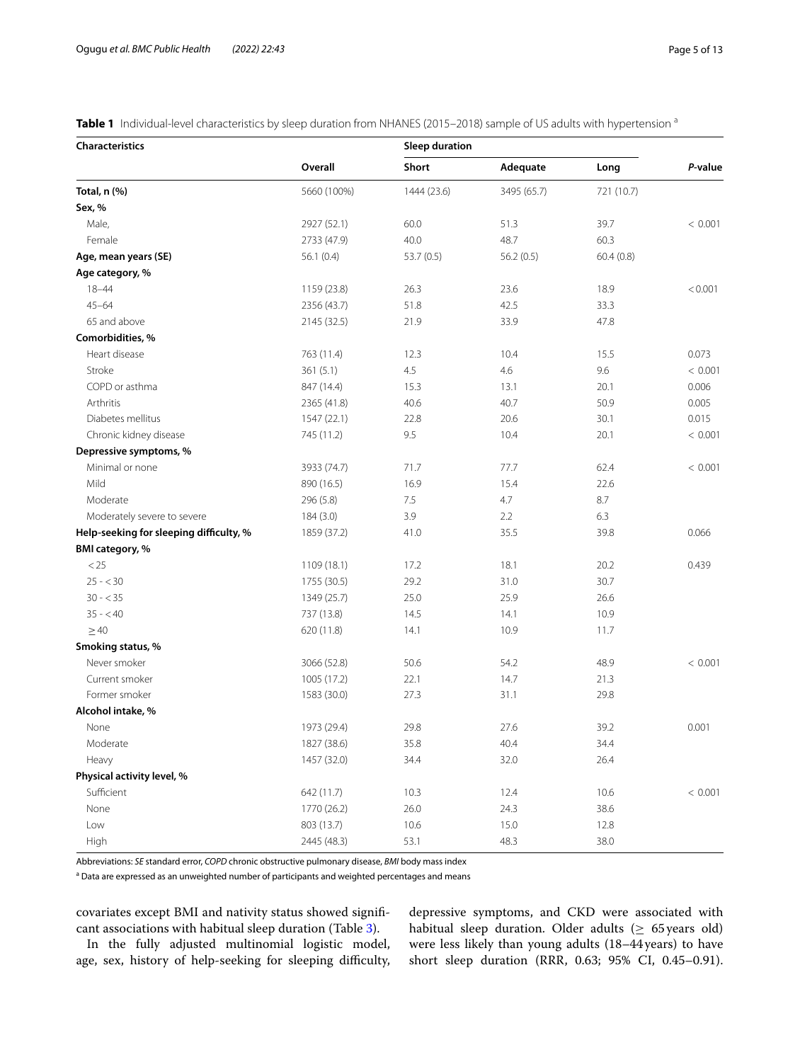**Table 1** Individual-level characteristics by sleep duration from NHANES (2015–2018) sample of US adults with hypertension [a]

| Characteristics | | Sleep duration | | | |
|---|---|---|---|---|---|
| | Overall | Short | Adequate | Long | *P*-value |
| **Total, n (%)** | 5660 (100%) | 1444 (23.6) | 3495 (65.7) | 721 (10.7) | |
| **Sex, %** | | | | | |
| Male, | 2927 (52.1) | 60.0 | 51.3 | 39.7 | < 0.001 |
| Female | 2733 (47.9) | 40.0 | 48.7 | 60.3 | |
| **Age, mean years (SE)** | 56.1 (0.4) | 53.7 (0.5) | 56.2 (0.5) | 60.4 (0.8) | |
| **Age category, %** | | | | | |
| 18–44 | 1159 (23.8) | 26.3 | 23.6 | 18.9 | <0.001 |
| 45–64 | 2356 (43.7) | 51.8 | 42.5 | 33.3 | |
| 65 and above | 2145 (32.5) | 21.9 | 33.9 | 47.8 | |
| **Comorbidities, %** | | | | | |
| Heart disease | 763 (11.4) | 12.3 | 10.4 | 15.5 | 0.073 |
| Stroke | 361 (5.1) | 4.5 | 4.6 | 9.6 | < 0.001 |
| COPD or asthma | 847 (14.4) | 15.3 | 13.1 | 20.1 | 0.006 |
| Arthritis | 2365 (41.8) | 40.6 | 40.7 | 50.9 | 0.005 |
| Diabetes mellitus | 1547 (22.1) | 22.8 | 20.6 | 30.1 | 0.015 |
| Chronic kidney disease | 745 (11.2) | 9.5 | 10.4 | 20.1 | < 0.001 |
| **Depressive symptoms, %** | | | | | |
| Minimal or none | 3933 (74.7) | 71.7 | 77.7 | 62.4 | < 0.001 |
| Mild | 890 (16.5) | 16.9 | 15.4 | 22.6 | |
| Moderate | 296 (5.8) | 7.5 | 4.7 | 8.7 | |
| Moderately severe to severe | 184 (3.0) | 3.9 | 2.2 | 6.3 | |
| **Help-seeking for sleeping difficulty, %** | 1859 (37.2) | 41.0 | 35.5 | 39.8 | 0.066 |
| **BMI category, %** | | | | | |
| < 25 | 1109 (18.1) | 17.2 | 18.1 | 20.2 | 0.439 |
| 25 - < 30 | 1755 (30.5) | 29.2 | 31.0 | 30.7 | |
| 30 - < 35 | 1349 (25.7) | 25.0 | 25.9 | 26.6 | |
| 35 - < 40 | 737 (13.8) | 14.5 | 14.1 | 10.9 | |
| ≥ 40 | 620 (11.8) | 14.1 | 10.9 | 11.7 | |
| **Smoking status, %** | | | | | |
| Never smoker | 3066 (52.8) | 50.6 | 54.2 | 48.9 | < 0.001 |
| Current smoker | 1005 (17.2) | 22.1 | 14.7 | 21.3 | |
| Former smoker | 1583 (30.0) | 27.3 | 31.1 | 29.8 | |
| **Alcohol intake, %** | | | | | |
| None | 1973 (29.4) | 29.8 | 27.6 | 39.2 | 0.001 |
| Moderate | 1827 (38.6) | 35.8 | 40.4 | 34.4 | |
| Heavy | 1457 (32.0) | 34.4 | 32.0 | 26.4 | |
| **Physical activity level, %** | | | | | |
| Sufficient | 642 (11.7) | 10.3 | 12.4 | 10.6 | < 0.001 |
| None | 1770 (26.2) | 26.0 | 24.3 | 38.6 | |
| Low | 803 (13.7) | 10.6 | 15.0 | 12.8 | |
| High | 2445 (48.3) | 53.1 | 48.3 | 38.0 | |

Abbreviations: *SE* standard error, *COPD* chronic obstructive pulmonary disease, *BMI* body mass index

[a] Data are expressed as an unweighted number of participants and weighted percentages and means

covariates except BMI and nativity status showed significant associations with habitual sleep duration (Table 3).

In the fully adjusted multinomial logistic model, age, sex, history of help-seeking for sleeping difficulty, depressive symptoms, and CKD were associated with habitual sleep duration. Older adults (≥ 65 years old) were less likely than young adults (18–44 years) to have short sleep duration (RRR, 0.63; 95% CI, 0.45–0.91).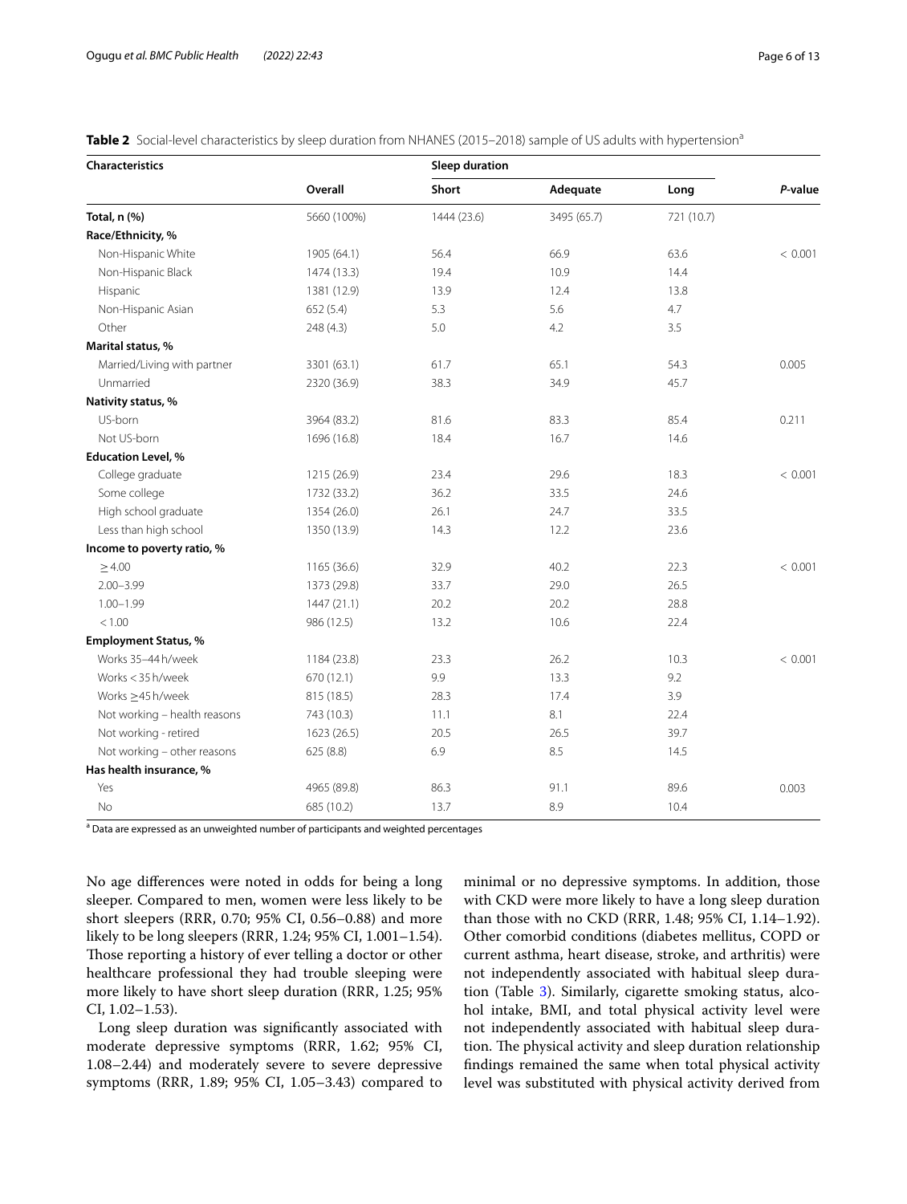**Table 2** Social-level characteristics by sleep duration from NHANES (2015–2018) sample of US adults with hypertension[a]

| Characteristics | | Sleep duration | | | |
|---|---|---|---|---|---|
| | Overall | Short | Adequate | Long | *P*-value |
| **Total, n (%)** | 5660 (100%) | 1444 (23.6) | 3495 (65.7) | 721 (10.7) | |
| **Race/Ethnicity, %** | | | | | |
| Non-Hispanic White | 1905 (64.1) | 56.4 | 66.9 | 63.6 | < 0.001 |
| Non-Hispanic Black | 1474 (13.3) | 19.4 | 10.9 | 14.4 | |
| Hispanic | 1381 (12.9) | 13.9 | 12.4 | 13.8 | |
| Non-Hispanic Asian | 652 (5.4) | 5.3 | 5.6 | 4.7 | |
| Other | 248 (4.3) | 5.0 | 4.2 | 3.5 | |
| **Marital status, %** | | | | | |
| Married/Living with partner | 3301 (63.1) | 61.7 | 65.1 | 54.3 | 0.005 |
| Unmarried | 2320 (36.9) | 38.3 | 34.9 | 45.7 | |
| **Nativity status, %** | | | | | |
| US-born | 3964 (83.2) | 81.6 | 83.3 | 85.4 | 0.211 |
| Not US-born | 1696 (16.8) | 18.4 | 16.7 | 14.6 | |
| **Education Level, %** | | | | | |
| College graduate | 1215 (26.9) | 23.4 | 29.6 | 18.3 | < 0.001 |
| Some college | 1732 (33.2) | 36.2 | 33.5 | 24.6 | |
| High school graduate | 1354 (26.0) | 26.1 | 24.7 | 33.5 | |
| Less than high school | 1350 (13.9) | 14.3 | 12.2 | 23.6 | |
| **Income to poverty ratio, %** | | | | | |
| ≥ 4.00 | 1165 (36.6) | 32.9 | 40.2 | 22.3 | < 0.001 |
| 2.00–3.99 | 1373 (29.8) | 33.7 | 29.0 | 26.5 | |
| 1.00–1.99 | 1447 (21.1) | 20.2 | 20.2 | 28.8 | |
| < 1.00 | 986 (12.5) | 13.2 | 10.6 | 22.4 | |
| **Employment Status, %** | | | | | |
| Works 35–44 h/week | 1184 (23.8) | 23.3 | 26.2 | 10.3 | < 0.001 |
| Works < 35 h/week | 670 (12.1) | 9.9 | 13.3 | 9.2 | |
| Works ≥45 h/week | 815 (18.5) | 28.3 | 17.4 | 3.9 | |
| Not working – health reasons | 743 (10.3) | 11.1 | 8.1 | 22.4 | |
| Not working - retired | 1623 (26.5) | 20.5 | 26.5 | 39.7 | |
| Not working – other reasons | 625 (8.8) | 6.9 | 8.5 | 14.5 | |
| **Has health insurance, %** | | | | | |
| Yes | 4965 (89.8) | 86.3 | 91.1 | 89.6 | 0.003 |
| No | 685 (10.2) | 13.7 | 8.9 | 10.4 | |

[a] Data are expressed as an unweighted number of participants and weighted percentages

No age differences were noted in odds for being a long sleeper. Compared to men, women were less likely to be short sleepers (RRR, 0.70; 95% CI, 0.56–0.88) and more likely to be long sleepers (RRR, 1.24; 95% CI, 1.001–1.54). Those reporting a history of ever telling a doctor or other healthcare professional they had trouble sleeping were more likely to have short sleep duration (RRR, 1.25; 95% CI, 1.02–1.53).

Long sleep duration was significantly associated with moderate depressive symptoms (RRR, 1.62; 95% CI, 1.08–2.44) and moderately severe to severe depressive symptoms (RRR, 1.89; 95% CI, 1.05–3.43) compared to minimal or no depressive symptoms. In addition, those with CKD were more likely to have a long sleep duration than those with no CKD (RRR, 1.48; 95% CI, 1.14–1.92). Other comorbid conditions (diabetes mellitus, COPD or current asthma, heart disease, stroke, and arthritis) were not independently associated with habitual sleep duration (Table 3). Similarly, cigarette smoking status, alcohol intake, BMI, and total physical activity level were not independently associated with habitual sleep duration. The physical activity and sleep duration relationship findings remained the same when total physical activity level was substituted with physical activity derived from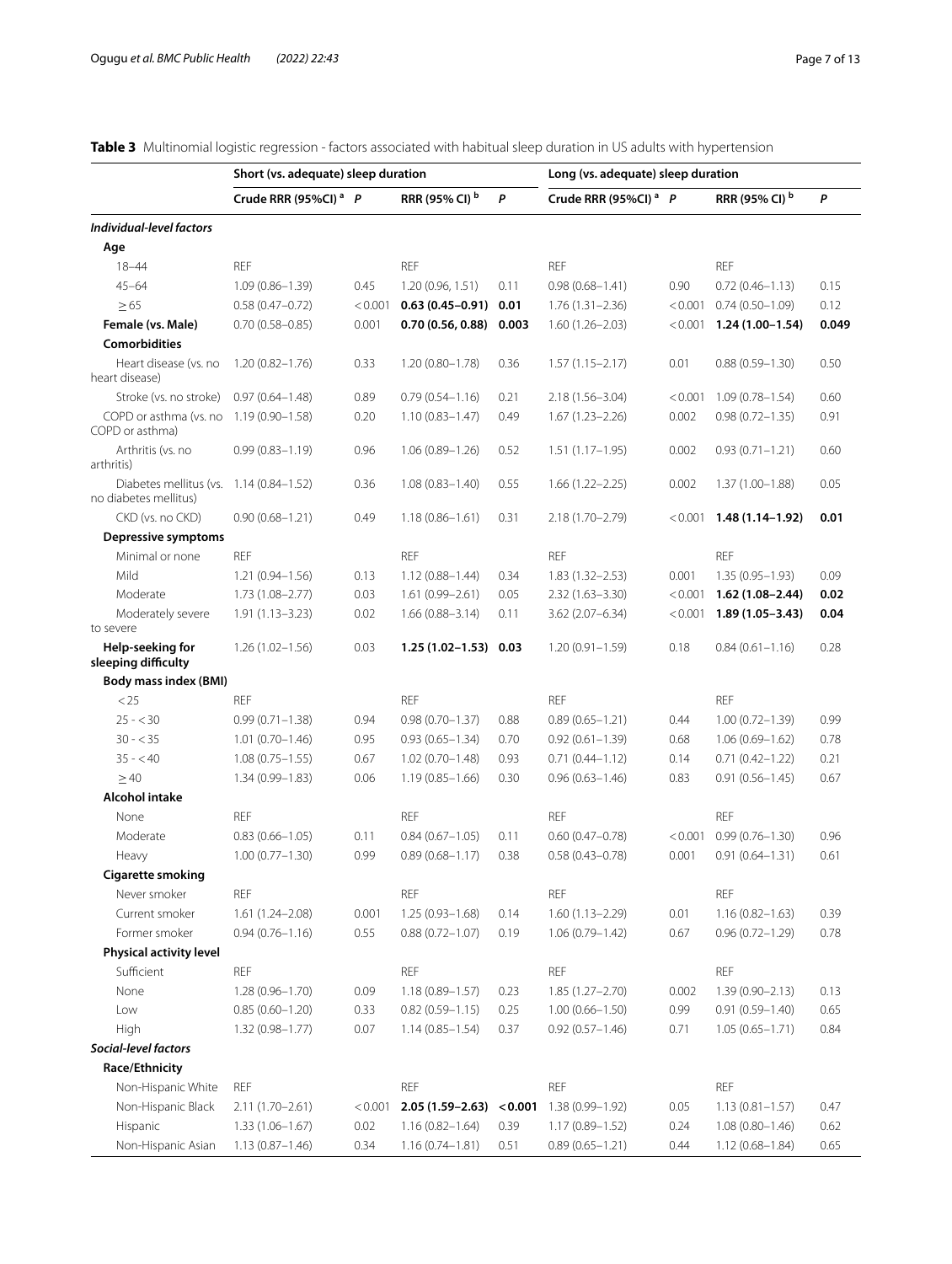**Table 3** Multinomial logistic regression - factors associated with habitual sleep duration in US adults with hypertension

| | Short (vs. adequate) sleep duration | | | | Long (vs. adequate) sleep duration | | | |
|---|---|---|---|---|---|---|---|---|
| | Crude RRR (95%CI) [a] | *P* | RRR (95% CI) [b] | *P* | Crude RRR (95%CI) [a] | *P* | RRR (95% CI) [b] | *P* |
| ***Individual-level factors*** | | | | | | | | |
| **Age** | | | | | | | | |
| 18–44 | REF | | REF | | REF | | REF | |
| 45–64 | 1.09 (0.86–1.39) | 0.45 | 1.20 (0.96, 1.51) | 0.11 | 0.98 (0.68–1.41) | 0.90 | 0.72 (0.46–1.13) | 0.15 |
| ≥ 65 | 0.58 (0.47–0.72) | < 0.001 | **0.63 (0.45–0.91)** | **0.01** | 1.76 (1.31–2.36) | < 0.001 | 0.74 (0.50–1.09) | 0.12 |
| **Female (vs. Male)** | 0.70 (0.58–0.85) | 0.001 | **0.70 (0.56, 0.88)** | **0.003** | 1.60 (1.26–2.03) | < 0.001 | **1.24 (1.00–1.54)** | **0.049** |
| **Comorbidities** | | | | | | | | |
| Heart disease (vs. no heart disease) | 1.20 (0.82–1.76) | 0.33 | 1.20 (0.80–1.78) | 0.36 | 1.57 (1.15–2.17) | 0.01 | 0.88 (0.59–1.30) | 0.50 |
| Stroke (vs. no stroke) | 0.97 (0.64–1.48) | 0.89 | 0.79 (0.54–1.16) | 0.21 | 2.18 (1.56–3.04) | < 0.001 | 1.09 (0.78–1.54) | 0.60 |
| COPD or asthma (vs. no COPD or asthma) | 1.19 (0.90–1.58) | 0.20 | 1.10 (0.83–1.47) | 0.49 | 1.67 (1.23–2.26) | 0.002 | 0.98 (0.72–1.35) | 0.91 |
| Arthritis (vs. no arthritis) | 0.99 (0.83–1.19) | 0.96 | 1.06 (0.89–1.26) | 0.52 | 1.51 (1.17–1.95) | 0.002 | 0.93 (0.71–1.21) | 0.60 |
| Diabetes mellitus (vs. no diabetes mellitus) | 1.14 (0.84–1.52) | 0.36 | 1.08 (0.83–1.40) | 0.55 | 1.66 (1.22–2.25) | 0.002 | 1.37 (1.00–1.88) | 0.05 |
| CKD (vs. no CKD) | 0.90 (0.68–1.21) | 0.49 | 1.18 (0.86–1.61) | 0.31 | 2.18 (1.70–2.79) | < 0.001 | **1.48 (1.14–1.92)** | **0.01** |
| **Depressive symptoms** | | | | | | | | |
| Minimal or none | REF | | REF | | REF | | REF | |
| Mild | 1.21 (0.94–1.56) | 0.13 | 1.12 (0.88–1.44) | 0.34 | 1.83 (1.32–2.53) | 0.001 | 1.35 (0.95–1.93) | 0.09 |
| Moderate | 1.73 (1.08–2.77) | 0.03 | 1.61 (0.99–2.61) | 0.05 | 2.32 (1.63–3.30) | < 0.001 | **1.62 (1.08–2.44)** | **0.02** |
| Moderately severe to severe | 1.91 (1.13–3.23) | 0.02 | 1.66 (0.88–3.14) | 0.11 | 3.62 (2.07–6.34) | < 0.001 | **1.89 (1.05–3.43)** | **0.04** |
| **Help-seeking for sleeping difficulty** | 1.26 (1.02–1.56) | 0.03 | **1.25 (1.02–1.53)** | **0.03** | 1.20 (0.91–1.59) | 0.18 | 0.84 (0.61–1.16) | 0.28 |
| **Body mass index (BMI)** | | | | | | | | |
| < 25 | REF | | REF | | REF | | REF | |
| 25 - < 30 | 0.99 (0.71–1.38) | 0.94 | 0.98 (0.70–1.37) | 0.88 | 0.89 (0.65–1.21) | 0.44 | 1.00 (0.72–1.39) | 0.99 |
| 30 - < 35 | 1.01 (0.70–1.46) | 0.95 | 0.93 (0.65–1.34) | 0.70 | 0.92 (0.61–1.39) | 0.68 | 1.06 (0.69–1.62) | 0.78 |
| 35 - < 40 | 1.08 (0.75–1.55) | 0.67 | 1.02 (0.70–1.48) | 0.93 | 0.71 (0.44–1.12) | 0.14 | 0.71 (0.42–1.22) | 0.21 |
| ≥ 40 | 1.34 (0.99–1.83) | 0.06 | 1.19 (0.85–1.66) | 0.30 | 0.96 (0.63–1.46) | 0.83 | 0.91 (0.56–1.45) | 0.67 |
| **Alcohol intake** | | | | | | | | |
| None | REF | | REF | | REF | | REF | |
| Moderate | 0.83 (0.66–1.05) | 0.11 | 0.84 (0.67–1.05) | 0.11 | 0.60 (0.47–0.78) | < 0.001 | 0.99 (0.76–1.30) | 0.96 |
| Heavy | 1.00 (0.77–1.30) | 0.99 | 0.89 (0.68–1.17) | 0.38 | 0.58 (0.43–0.78) | 0.001 | 0.91 (0.64–1.31) | 0.61 |
| **Cigarette smoking** | | | | | | | | |
| Never smoker | REF | | REF | | REF | | REF | |
| Current smoker | 1.61 (1.24–2.08) | 0.001 | 1.25 (0.93–1.68) | 0.14 | 1.60 (1.13–2.29) | 0.01 | 1.16 (0.82–1.63) | 0.39 |
| Former smoker | 0.94 (0.76–1.16) | 0.55 | 0.88 (0.72–1.07) | 0.19 | 1.06 (0.79–1.42) | 0.67 | 0.96 (0.72–1.29) | 0.78 |
| **Physical activity level** | | | | | | | | |
| Sufficient | REF | | REF | | REF | | REF | |
| None | 1.28 (0.96–1.70) | 0.09 | 1.18 (0.89–1.57) | 0.23 | 1.85 (1.27–2.70) | 0.002 | 1.39 (0.90–2.13) | 0.13 |
| Low | 0.85 (0.60–1.20) | 0.33 | 0.82 (0.59–1.15) | 0.25 | 1.00 (0.66–1.50) | 0.99 | 0.91 (0.59–1.40) | 0.65 |
| High | 1.32 (0.98–1.77) | 0.07 | 1.14 (0.85–1.54) | 0.37 | 0.92 (0.57–1.46) | 0.71 | 1.05 (0.65–1.71) | 0.84 |
| ***Social-level factors*** | | | | | | | | |
| **Race/Ethnicity** | | | | | | | | |
| Non-Hispanic White | REF | | REF | | REF | | REF | |
| Non-Hispanic Black | 2.11 (1.70–2.61) | < 0.001 | **2.05 (1.59–2.63)** | **< 0.001** | 1.38 (0.99–1.92) | 0.05 | 1.13 (0.81–1.57) | 0.47 |
| Hispanic | 1.33 (1.06–1.67) | 0.02 | 1.16 (0.82–1.64) | 0.39 | 1.17 (0.89–1.52) | 0.24 | 1.08 (0.80–1.46) | 0.62 |
| Non-Hispanic Asian | 1.13 (0.87–1.46) | 0.34 | 1.16 (0.74–1.81) | 0.51 | 0.89 (0.65–1.21) | 0.44 | 1.12 (0.68–1.84) | 0.65 |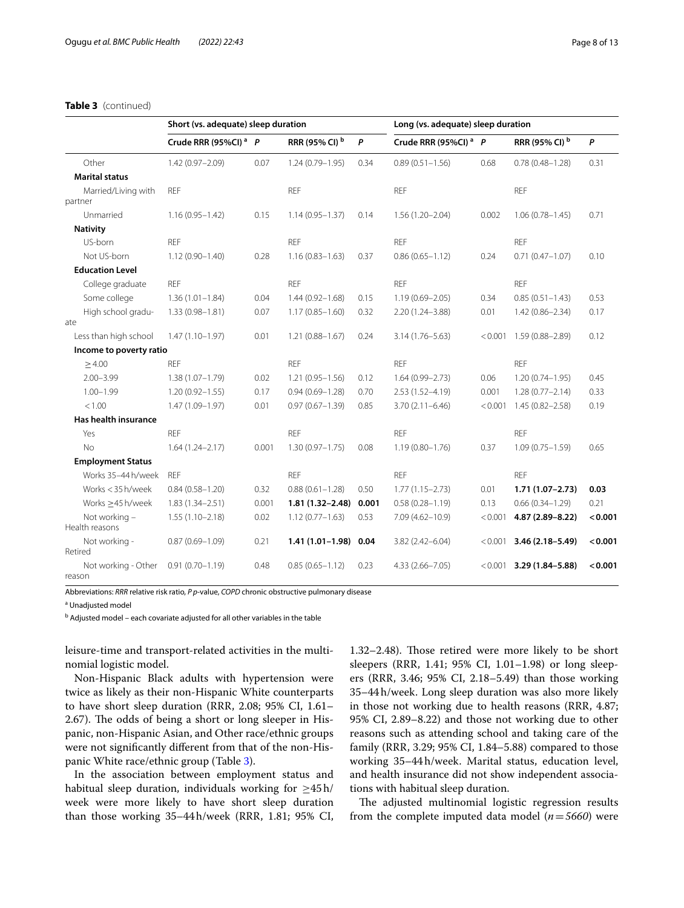**Table 3** (continued)

| | Short (vs. adequate) sleep duration | | | | Long (vs. adequate) sleep duration | | | |
|---|---|---|---|---|---|---|---|---|
| | Crude RRR (95%CI) [a] | P | RRR (95% CI) [b] | P | Crude RRR (95%CI) [a] | P | RRR (95% CI) [b] | P |
| Other | 1.42 (0.97–2.09) | 0.07 | 1.24 (0.79–1.95) | 0.34 | 0.89 (0.51–1.56) | 0.68 | 0.78 (0.48–1.28) | 0.31 |
| **Marital status** | | | | | | | | |
| Married/Living with partner | REF | | REF | | REF | | REF | |
| Unmarried | 1.16 (0.95–1.42) | 0.15 | 1.14 (0.95–1.37) | 0.14 | 1.56 (1.20–2.04) | 0.002 | 1.06 (0.78–1.45) | 0.71 |
| **Nativity** | | | | | | | | |
| US-born | REF | | REF | | REF | | REF | |
| Not US-born | 1.12 (0.90–1.40) | 0.28 | 1.16 (0.83–1.63) | 0.37 | 0.86 (0.65–1.12) | 0.24 | 0.71 (0.47–1.07) | 0.10 |
| **Education Level** | | | | | | | | |
| College graduate | REF | | REF | | REF | | REF | |
| Some college | 1.36 (1.01–1.84) | 0.04 | 1.44 (0.92–1.68) | 0.15 | 1.19 (0.69–2.05) | 0.34 | 0.85 (0.51–1.43) | 0.53 |
| High school graduate | 1.33 (0.98–1.81) | 0.07 | 1.17 (0.85–1.60) | 0.32 | 2.20 (1.24–3.88) | 0.01 | 1.42 (0.86–2.34) | 0.17 |
| Less than high school | 1.47 (1.10–1.97) | 0.01 | 1.21 (0.88–1.67) | 0.24 | 3.14 (1.76–5.63) | <0.001 | 1.59 (0.88–2.89) | 0.12 |
| **Income to poverty ratio** | | | | | | | | |
| ≥ 4.00 | REF | | REF | | REF | | REF | |
| 2.00–3.99 | 1.38 (1.07–1.79) | 0.02 | 1.21 (0.95–1.56) | 0.12 | 1.64 (0.99–2.73) | 0.06 | 1.20 (0.74–1.95) | 0.45 |
| 1.00–1.99 | 1.20 (0.92–1.55) | 0.17 | 0.94 (0.69–1.28) | 0.70 | 2.53 (1.52–4.19) | 0.001 | 1.28 (0.77–2.14) | 0.33 |
| < 1.00 | 1.47 (1.09–1.97) | 0.01 | 0.97 (0.67–1.39) | 0.85 | 3.70 (2.11–6.46) | <0.001 | 1.45 (0.82–2.58) | 0.19 |
| **Has health insurance** | | | | | | | | |
| Yes | REF | | REF | | REF | | REF | |
| No | 1.64 (1.24–2.17) | 0.001 | 1.30 (0.97–1.75) | 0.08 | 1.19 (0.80–1.76) | 0.37 | 1.09 (0.75–1.59) | 0.65 |
| **Employment Status** | | | | | | | | |
| Works 35–44 h/week | REF | | REF | | REF | | REF | |
| Works < 35 h/week | 0.84 (0.58–1.20) | 0.32 | 0.88 (0.61–1.28) | 0.50 | 1.77 (1.15–2.73) | 0.01 | **1.71 (1.07–2.73)** | **0.03** |
| Works ≥45 h/week | 1.83 (1.34–2.51) | 0.001 | **1.81 (1.32–2.48)** | **0.001** | 0.58 (0.28–1.19) | 0.13 | 0.66 (0.34–1.29) | 0.21 |
| Not working – Health reasons | 1.55 (1.10–2.18) | 0.02 | 1.12 (0.77–1.63) | 0.53 | 7.09 (4.62–10.9) | <0.001 | **4.87 (2.89–8.22)** | **<0.001** |
| Not working - Retired | 0.87 (0.69–1.09) | 0.21 | **1.41 (1.01–1.98)** | **0.04** | 3.82 (2.42–6.04) | <0.001 | **3.46 (2.18–5.49)** | **<0.001** |
| Not working - Other reason | 0.91 (0.70–1.19) | 0.48 | 0.85 (0.65–1.12) | 0.23 | 4.33 (2.66–7.05) | <0.001 | **3.29 (1.84–5.88)** | **<0.001** |

Abbreviations: *RRR* relative risk ratio, *P p*-value, *COPD* chronic obstructive pulmonary disease

[a] Unadjusted model

[b] Adjusted model – each covariate adjusted for all other variables in the table

leisure-time and transport-related activities in the multinomial logistic model.

Non-Hispanic Black adults with hypertension were twice as likely as their non-Hispanic White counterparts to have short sleep duration (RRR, 2.08; 95% CI, 1.61–2.67). The odds of being a short or long sleeper in Hispanic, non-Hispanic Asian, and Other race/ethnic groups were not significantly different from that of the non-Hispanic White race/ethnic group (Table 3).

In the association between employment status and habitual sleep duration, individuals working for ≥45 h/week were more likely to have short sleep duration than those working 35–44 h/week (RRR, 1.81; 95% CI, 1.32–2.48). Those retired were more likely to be short sleepers (RRR, 1.41; 95% CI, 1.01–1.98) or long sleepers (RRR, 3.46; 95% CI, 2.18–5.49) than those working 35–44 h/week. Long sleep duration was also more likely in those not working due to health reasons (RRR, 4.87; 95% CI, 2.89–8.22) and those not working due to other reasons such as attending school and taking care of the family (RRR, 3.29; 95% CI, 1.84–5.88) compared to those working 35–44 h/week. Marital status, education level, and health insurance did not show independent associations with habitual sleep duration.

The adjusted multinomial logistic regression results from the complete imputed data model ($n = 5660$) were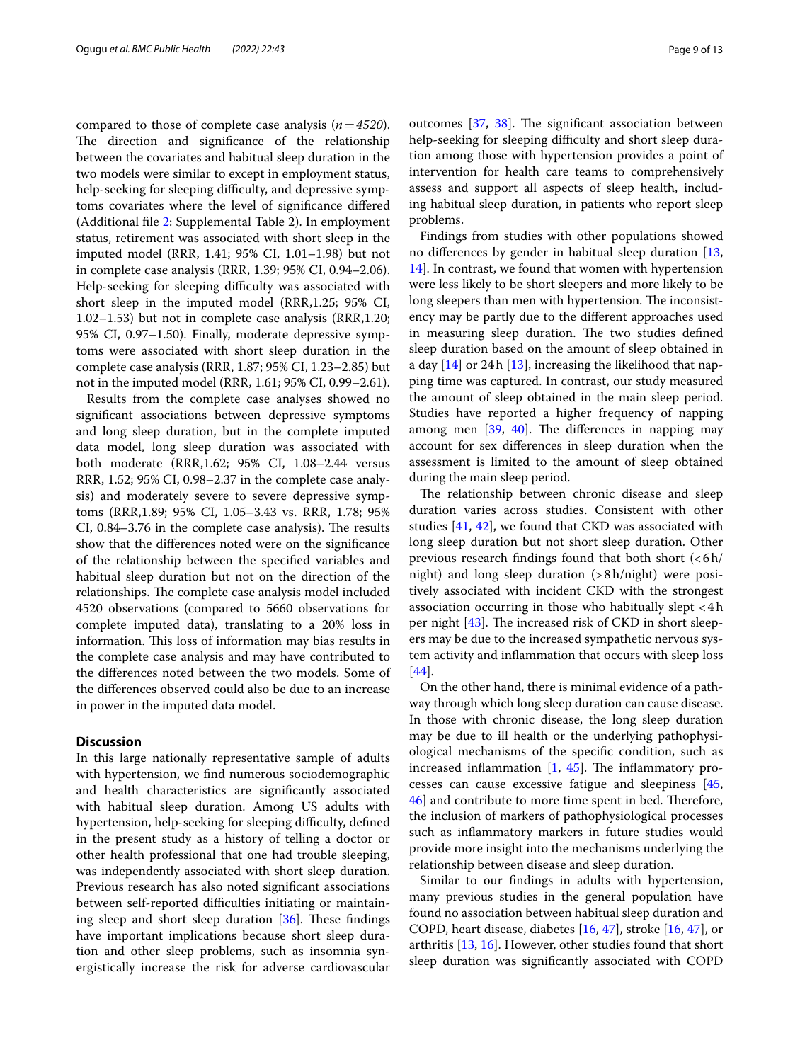compared to those of complete case analysis (*n* = *4520*). The direction and significance of the relationship between the covariates and habitual sleep duration in the two models were similar to except in employment status, help-seeking for sleeping difficulty, and depressive symptoms covariates where the level of significance differed (Additional file 2: Supplemental Table 2). In employment status, retirement was associated with short sleep in the imputed model (RRR, 1.41; 95% CI, 1.01–1.98) but not in complete case analysis (RRR, 1.39; 95% CI, 0.94–2.06). Help-seeking for sleeping difficulty was associated with short sleep in the imputed model (RRR,1.25; 95% CI, 1.02–1.53) but not in complete case analysis (RRR,1.20; 95% CI, 0.97–1.50). Finally, moderate depressive symptoms were associated with short sleep duration in the complete case analysis (RRR, 1.87; 95% CI, 1.23–2.85) but not in the imputed model (RRR, 1.61; 95% CI, 0.99–2.61).

Results from the complete case analyses showed no significant associations between depressive symptoms and long sleep duration, but in the complete imputed data model, long sleep duration was associated with both moderate (RRR,1.62; 95% CI, 1.08–2.44 versus RRR, 1.52; 95% CI, 0.98–2.37 in the complete case analysis) and moderately severe to severe depressive symptoms (RRR,1.89; 95% CI, 1.05–3.43 vs. RRR, 1.78; 95% CI, 0.84–3.76 in the complete case analysis). The results show that the differences noted were on the significance of the relationship between the specified variables and habitual sleep duration but not on the direction of the relationships. The complete case analysis model included 4520 observations (compared to 5660 observations for complete imputed data), translating to a 20% loss in information. This loss of information may bias results in the complete case analysis and may have contributed to the differences noted between the two models. Some of the differences observed could also be due to an increase in power in the imputed data model.

## Discussion

In this large nationally representative sample of adults with hypertension, we find numerous sociodemographic and health characteristics are significantly associated with habitual sleep duration. Among US adults with hypertension, help-seeking for sleeping difficulty, defined in the present study as a history of telling a doctor or other health professional that one had trouble sleeping, was independently associated with short sleep duration. Previous research has also noted significant associations between self-reported difficulties initiating or maintaining sleep and short sleep duration [36]. These findings have important implications because short sleep duration and other sleep problems, such as insomnia synergistically increase the risk for adverse cardiovascular outcomes [37, 38]. The significant association between help-seeking for sleeping difficulty and short sleep duration among those with hypertension provides a point of intervention for health care teams to comprehensively assess and support all aspects of sleep health, including habitual sleep duration, in patients who report sleep problems.

Findings from studies with other populations showed no differences by gender in habitual sleep duration [13, 14]. In contrast, we found that women with hypertension were less likely to be short sleepers and more likely to be long sleepers than men with hypertension. The inconsistency may be partly due to the different approaches used in measuring sleep duration. The two studies defined sleep duration based on the amount of sleep obtained in a day [14] or 24 h [13], increasing the likelihood that napping time was captured. In contrast, our study measured the amount of sleep obtained in the main sleep period. Studies have reported a higher frequency of napping among men [39, 40]. The differences in napping may account for sex differences in sleep duration when the assessment is limited to the amount of sleep obtained during the main sleep period.

The relationship between chronic disease and sleep duration varies across studies. Consistent with other studies [41, 42], we found that CKD was associated with long sleep duration but not short sleep duration. Other previous research findings found that both short (<6 h/night) and long sleep duration (>8 h/night) were positively associated with incident CKD with the strongest association occurring in those who habitually slept <4 h per night [43]. The increased risk of CKD in short sleepers may be due to the increased sympathetic nervous system activity and inflammation that occurs with sleep loss [44].

On the other hand, there is minimal evidence of a pathway through which long sleep duration can cause disease. In those with chronic disease, the long sleep duration may be due to ill health or the underlying pathophysiological mechanisms of the specific condition, such as increased inflammation [1, 45]. The inflammatory processes can cause excessive fatigue and sleepiness [45, 46] and contribute to more time spent in bed. Therefore, the inclusion of markers of pathophysiological processes such as inflammatory markers in future studies would provide more insight into the mechanisms underlying the relationship between disease and sleep duration.

Similar to our findings in adults with hypertension, many previous studies in the general population have found no association between habitual sleep duration and COPD, heart disease, diabetes [16, 47], stroke [16, 47], or arthritis [13, 16]. However, other studies found that short sleep duration was significantly associated with COPD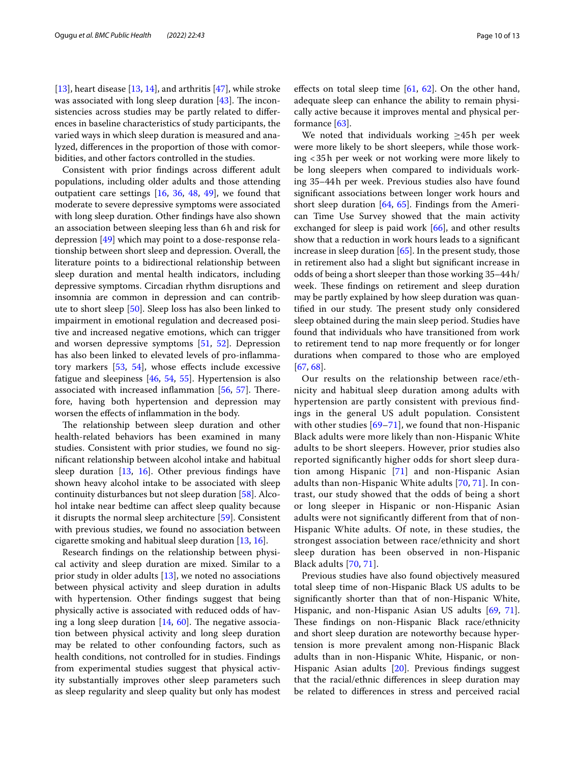[13], heart disease [13, 14], and arthritis [47], while stroke was associated with long sleep duration [43]. The inconsistencies across studies may be partly related to differences in baseline characteristics of study participants, the varied ways in which sleep duration is measured and analyzed, differences in the proportion of those with comorbidities, and other factors controlled in the studies.

Consistent with prior findings across different adult populations, including older adults and those attending outpatient care settings [16, 36, 48, 49], we found that moderate to severe depressive symptoms were associated with long sleep duration. Other findings have also shown an association between sleeping less than 6 h and risk for depression [49] which may point to a dose-response relationship between short sleep and depression. Overall, the literature points to a bidirectional relationship between sleep duration and mental health indicators, including depressive symptoms. Circadian rhythm disruptions and insomnia are common in depression and can contribute to short sleep [50]. Sleep loss has also been linked to impairment in emotional regulation and decreased positive and increased negative emotions, which can trigger and worsen depressive symptoms [51, 52]. Depression has also been linked to elevated levels of pro-inflammatory markers [53, 54], whose effects include excessive fatigue and sleepiness [46, 54, 55]. Hypertension is also associated with increased inflammation [56, 57]. Therefore, having both hypertension and depression may worsen the effects of inflammation in the body.

The relationship between sleep duration and other health-related behaviors has been examined in many studies. Consistent with prior studies, we found no significant relationship between alcohol intake and habitual sleep duration [13, 16]. Other previous findings have shown heavy alcohol intake to be associated with sleep continuity disturbances but not sleep duration [58]. Alcohol intake near bedtime can affect sleep quality because it disrupts the normal sleep architecture [59]. Consistent with previous studies, we found no association between cigarette smoking and habitual sleep duration [13, 16].

Research findings on the relationship between physical activity and sleep duration are mixed. Similar to a prior study in older adults [13], we noted no associations between physical activity and sleep duration in adults with hypertension. Other findings suggest that being physically active is associated with reduced odds of having a long sleep duration [14, 60]. The negative association between physical activity and long sleep duration may be related to other confounding factors, such as health conditions, not controlled for in studies. Findings from experimental studies suggest that physical activity substantially improves other sleep parameters such as sleep regularity and sleep quality but only has modest effects on total sleep time [61, 62]. On the other hand, adequate sleep can enhance the ability to remain physically active because it improves mental and physical performance [63].

We noted that individuals working ≥45 h per week were more likely to be short sleepers, while those working <35 h per week or not working were more likely to be long sleepers when compared to individuals working 35–44 h per week. Previous studies also have found significant associations between longer work hours and short sleep duration [64, 65]. Findings from the American Time Use Survey showed that the main activity exchanged for sleep is paid work [66], and other results show that a reduction in work hours leads to a significant increase in sleep duration [65]. In the present study, those in retirement also had a slight but significant increase in odds of being a short sleeper than those working 35–44 h/week. These findings on retirement and sleep duration may be partly explained by how sleep duration was quantified in our study. The present study only considered sleep obtained during the main sleep period. Studies have found that individuals who have transitioned from work to retirement tend to nap more frequently or for longer durations when compared to those who are employed [67, 68].

Our results on the relationship between race/ethnicity and habitual sleep duration among adults with hypertension are partly consistent with previous findings in the general US adult population. Consistent with other studies [69–71], we found that non-Hispanic Black adults were more likely than non-Hispanic White adults to be short sleepers. However, prior studies also reported significantly higher odds for short sleep duration among Hispanic [71] and non-Hispanic Asian adults than non-Hispanic White adults [70, 71]. In contrast, our study showed that the odds of being a short or long sleeper in Hispanic or non-Hispanic Asian adults were not significantly different from that of non-Hispanic White adults. Of note, in these studies, the strongest association between race/ethnicity and short sleep duration has been observed in non-Hispanic Black adults [70, 71].

Previous studies have also found objectively measured total sleep time of non-Hispanic Black US adults to be significantly shorter than that of non-Hispanic White, Hispanic, and non-Hispanic Asian US adults [69, 71]. These findings on non-Hispanic Black race/ethnicity and short sleep duration are noteworthy because hypertension is more prevalent among non-Hispanic Black adults than in non-Hispanic White, Hispanic, or non-Hispanic Asian adults [20]. Previous findings suggest that the racial/ethnic differences in sleep duration may be related to differences in stress and perceived racial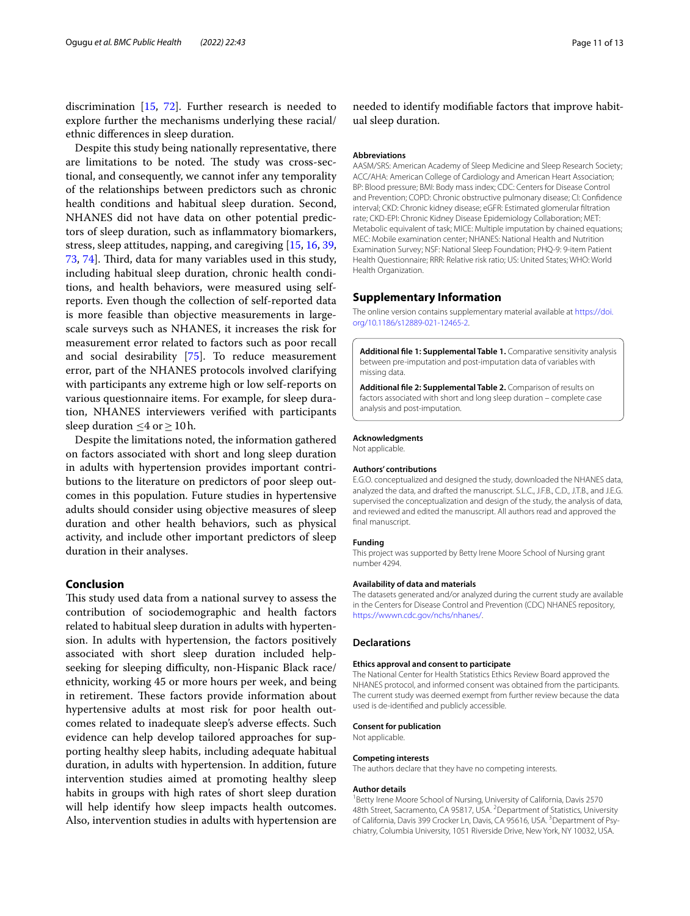discrimination [15, 72]. Further research is needed to explore further the mechanisms underlying these racial/ethnic differences in sleep duration.

Despite this study being nationally representative, there are limitations to be noted. The study was cross-sectional, and consequently, we cannot infer any temporality of the relationships between predictors such as chronic health conditions and habitual sleep duration. Second, NHANES did not have data on other potential predictors of sleep duration, such as inflammatory biomarkers, stress, sleep attitudes, napping, and caregiving [15, 16, 39, 73, 74]. Third, data for many variables used in this study, including habitual sleep duration, chronic health conditions, and health behaviors, were measured using self-reports. Even though the collection of self-reported data is more feasible than objective measurements in large-scale surveys such as NHANES, it increases the risk for measurement error related to factors such as poor recall and social desirability [75]. To reduce measurement error, part of the NHANES protocols involved clarifying with participants any extreme high or low self-reports on various questionnaire items. For example, for sleep duration, NHANES interviewers verified with participants sleep duration $\leq 4$ or $\geq 10$ h.

Despite the limitations noted, the information gathered on factors associated with short and long sleep duration in adults with hypertension provides important contributions to the literature on predictors of poor sleep outcomes in this population. Future studies in hypertensive adults should consider using objective measures of sleep duration and other health behaviors, such as physical activity, and include other important predictors of sleep duration in their analyses.

## Conclusion

This study used data from a national survey to assess the contribution of sociodemographic and health factors related to habitual sleep duration in adults with hypertension. In adults with hypertension, the factors positively associated with short sleep duration included help-seeking for sleeping difficulty, non-Hispanic Black race/ethnicity, working 45 or more hours per week, and being in retirement. These factors provide information about hypertensive adults at most risk for poor health outcomes related to inadequate sleep's adverse effects. Such evidence can help develop tailored approaches for supporting healthy sleep habits, including adequate habitual duration, in adults with hypertension. In addition, future intervention studies aimed at promoting healthy sleep habits in groups with high rates of short sleep duration will help identify how sleep impacts health outcomes. Also, intervention studies in adults with hypertension are needed to identify modifiable factors that improve habitual sleep duration.

### Abbreviations

AASM/SRS: American Academy of Sleep Medicine and Sleep Research Society; ACC/AHA: American College of Cardiology and American Heart Association; BP: Blood pressure; BMI: Body mass index; CDC: Centers for Disease Control and Prevention; COPD: Chronic obstructive pulmonary disease; CI: Confidence interval; CKD: Chronic kidney disease; eGFR: Estimated glomerular filtration rate; CKD-EPI: Chronic Kidney Disease Epidemiology Collaboration; MET: Metabolic equivalent of task; MICE: Multiple imputation by chained equations; MEC: Mobile examination center; NHANES: National Health and Nutrition Examination Survey; NSF: National Sleep Foundation; PHQ-9: 9-item Patient Health Questionnaire; RRR: Relative risk ratio; US: United States; WHO: World Health Organization.

## Supplementary Information

The online version contains supplementary material available at https://doi.org/10.1186/s12889-021-12465-2.

**Additional file 1: Supplemental Table 1.** Comparative sensitivity analysis between pre-imputation and post-imputation data of variables with missing data.

**Additional file 2: Supplemental Table 2.** Comparison of results on factors associated with short and long sleep duration – complete case analysis and post-imputation.

### Acknowledgments

Not applicable.

### Authors' contributions

E.G.O. conceptualized and designed the study, downloaded the NHANES data, analyzed the data, and drafted the manuscript. S.L.C., J.F.B., C.D., J.T.B., and J.E.G. supervised the conceptualization and design of the study, the analysis of data, and reviewed and edited the manuscript. All authors read and approved the final manuscript.

### Funding

This project was supported by Betty Irene Moore School of Nursing grant number 4294.

### Availability of data and materials

The datasets generated and/or analyzed during the current study are available in the Centers for Disease Control and Prevention (CDC) NHANES repository, https://wwwn.cdc.gov/nchs/nhanes/.

## Declarations

### Ethics approval and consent to participate

The National Center for Health Statistics Ethics Review Board approved the NHANES protocol, and informed consent was obtained from the participants. The current study was deemed exempt from further review because the data used is de-identified and publicly accessible.

### Consent for publication

Not applicable.

### Competing interests

The authors declare that they have no competing interests.

### Author details

[1]Betty Irene Moore School of Nursing, University of California, Davis 2570 48th Street, Sacramento, CA 95817, USA. [2]Department of Statistics, University of California, Davis 399 Crocker Ln, Davis, CA 95616, USA. [3]Department of Psychiatry, Columbia University, 1051 Riverside Drive, New York, NY 10032, USA.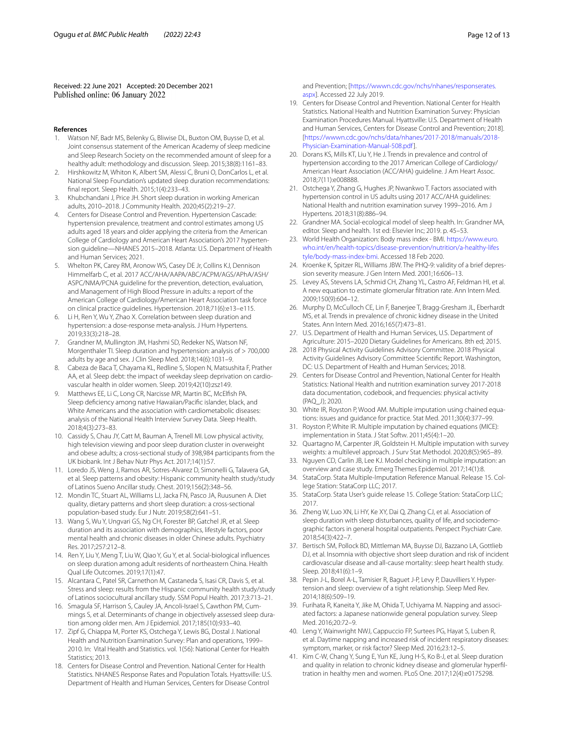Received: 22 June 2021 Accepted: 20 December 2021
Published online: 06 January 2022

## References

1. Watson NF, Badr MS, Belenky G, Bliwise DL, Buxton OM, Buysse D, et al. Joint consensus statement of the American Academy of sleep medicine and Sleep Research Society on the recommended amount of sleep for a healthy adult: methodology and discussion. Sleep. 2015;38(8):1161–83.
2. Hirshkowitz M, Whiton K, Albert SM, Alessi C, Bruni O, DonCarlos L, et al. National Sleep Foundation's updated sleep duration recommendations: final report. Sleep Health. 2015;1(4):233–43.
3. Khubchandani J, Price JH. Short sleep duration in working American adults, 2010–2018. J Community Health. 2020;45(2):219–27.
4. Centers for Disease Control and Prevention. Hypertension Cascade: hypertension prevalence, treatment and control estimates among US adults aged 18 years and older applying the criteria from the American College of Cardiology and American Heart Association's 2017 hypertension guideline—NHANES 2015–2018. Atlanta: U.S. Department of Health and Human Services; 2021.
5. Whelton PK, Carey RM, Aronow WS, Casey DE Jr, Collins KJ, Dennison Himmelfarb C, et al. 2017 ACC/AHA/AAPA/ABC/ACPM/AGS/APhA/ASH/ASPC/NMA/PCNA guideline for the prevention, detection, evaluation, and Management of High Blood Pressure in adults: a report of the American College of Cardiology/American Heart Association task force on clinical practice guidelines. Hypertension. 2018;71(6):e13–e115.
6. Li H, Ren Y, Wu Y, Zhao X. Correlation between sleep duration and hypertension: a dose-response meta-analysis. J Hum Hypertens. 2019;33(3):218–28.
7. Grandner M, Mullington JM, Hashmi SD, Redeker NS, Watson NF, Morgenthaler TI. Sleep duration and hypertension: analysis of > 700,000 adults by age and sex. J Clin Sleep Med. 2018;14(6):1031–9.
8. Cabeza de Baca T, Chayama KL, Redline S, Slopen N, Matsushita F, Prather AA, et al. Sleep debt: the impact of weekday sleep deprivation on cardiovascular health in older women. Sleep. 2019;42(10):zsz149.
9. Matthews EE, Li C, Long CR, Narcisse MR, Martin BC, McElfish PA. Sleep deficiency among native Hawaiian/Pacific islander, black, and White Americans and the association with cardiometabolic diseases: analysis of the National Health Interview Survey Data. Sleep Health. 2018;4(3):273–83.
10. Cassidy S, Chau JY, Catt M, Bauman A, Trenell MI. Low physical activity, high television viewing and poor sleep duration cluster in overweight and obese adults; a cross-sectional study of 398,984 participants from the UK biobank. Int J Behav Nutr Phys Act. 2017;14(1):57.
11. Loredo JS, Weng J, Ramos AR, Sotres-Alvarez D, Simonelli G, Talavera GA, et al. Sleep patterns and obesity: Hispanic community health study/study of Latinos Sueno Ancillar study. Chest. 2019;156(2):348–56.
12. Mondin TC, Stuart AL, Williams LJ, Jacka FN, Pasco JA, Ruusunen A. Diet quality, dietary patterns and short sleep duration: a cross-sectional population-based study. Eur J Nutr. 2019;58(2):641–51.
13. Wang S, Wu Y, Ungvari GS, Ng CH, Forester BP, Gatchel JR, et al. Sleep duration and its association with demographics, lifestyle factors, poor mental health and chronic diseases in older Chinese adults. Psychiatry Res. 2017;257:212–8.
14. Ren Y, Liu Y, Meng T, Liu W, Qiao Y, Gu Y, et al. Social-biological influences on sleep duration among adult residents of northeastern China. Health Qual Life Outcomes. 2019;17(1):47.
15. Alcantara C, Patel SR, Carnethon M, Castaneda S, Isasi CR, Davis S, et al. Stress and sleep: results from the Hispanic community health study/study of Latinos sociocultural ancillary study. SSM Popul Health. 2017;3:713–21.
16. Smagula SF, Harrison S, Cauley JA, Ancoli-Israel S, Cawthon PM, Cummings S, et al. Determinants of change in objectively assessed sleep duration among older men. Am J Epidemiol. 2017;185(10):933–40.
17. Zipf G, Chiappa M, Porter KS, Ostchega Y, Lewis BG, Dostal J. National Health and Nutrition Examination Survey: Plan and operations, 1999–2010. In: Vital Health and Statistics. vol. 1(56): National Center for Health Statistics; 2013.
18. Centers for Disease Control and Prevention. National Center for Health Statistics. NHANES Response Rates and Population Totals. Hyattsville: U.S. Department of Health and Human Services, Centers for Disease Control and Prevention; [https://wwwn.cdc.gov/nchs/nhanes/responserates.aspx]. Accessed 22 July 2019.
19. Centers for Disease Control and Prevention. National Center for Health Statistics. National Health and Nutrition Examination Survey: Physician Examination Procedures Manual. Hyattsville: U.S. Department of Health and Human Services, Centers for Disease Control and Prevention; 2018]. [https://wwwn.cdc.gov/nchs/data/nhanes/2017-2018/manuals/2018-Physician-Examination-Manual-508.pdf].
20. Dorans KS, Mills KT, Liu Y, He J. Trends in prevalence and control of hypertension according to the 2017 American College of Cardiology/American Heart Association (ACC/AHA) guideline. J Am Heart Assoc. 2018;7(11):e008888.
21. Ostchega Y, Zhang G, Hughes JP, Nwankwo T. Factors associated with hypertension control in US adults using 2017 ACC/AHA guidelines: National Health and nutrition examination survey 1999–2016. Am J Hypertens. 2018;31(8):886–94.
22. Grandner MA. Social-ecological model of sleep health. In: Grandner MA, editor. Sleep and health. 1st ed: Elsevier Inc; 2019. p. 45–53.
23. World Health Organization: Body mass index - BMI. https://www.euro.who.int/en/health-topics/disease-prevention/nutrition/a-healthy-lifestyle/body-mass-index-bmi. Accessed 18 Feb 2020.
24. Kroenke K, Spitzer RL, Williams JBW. The PHQ-9: validity of a brief depression severity measure. J Gen Intern Med. 2001;16:606–13.
25. Levey AS, Stevens LA, Schmid CH, Zhang YL, Castro AF, Feldman HI, et al. A new equation to estimate glomerular filtration rate. Ann Intern Med. 2009;150(9):604–12.
26. Murphy D, McCulloch CE, Lin F, Banerjee T, Bragg-Gresham JL, Eberhardt MS, et al. Trends in prevalence of chronic kidney disease in the United States. Ann Intern Med. 2016;165(7):473–81.
27. U.S. Department of Health and Human Services, U.S. Department of Agriculture: 2015–2020 Dietary Guidelines for Americans. 8th ed; 2015.
28. 2018 Physical Activity Guidelines Advisory Committee. 2018 Physical Activity Guidelines Advisory Committee Scientific Report. Washington, DC: U.S. Department of Health and Human Services; 2018.
29. Centers for Disease Control and Prevention, National Center for Health Statistics: National Health and nutrition examination survey 2017-2018 data documentation, codebook, and frequencies: physical activity (PAQ_J); 2020.
30. White IR, Royston P, Wood AM. Multiple imputation using chained equations: issues and guidance for practice. Stat Med. 2011;30(4):377–99.
31. Royston P, White IR. Multiple imputation by chained equations (MICE): implementation in Stata. J Stat Softw. 2011;45(4):1–20.
32. Quartagno M, Carpenter JR, Goldstein H. Multiple imputation with survey weights: a multilevel approach. J Surv Stat Methodol. 2020;8(5):965–89.
33. Nguyen CD, Carlin JB, Lee KJ. Model checking in multiple imputation: an overview and case study. Emerg Themes Epidemiol. 2017;14(1):8.
34. StataCorp. Stata Multiple-Imputation Reference Manual. Release 15. College Station: StataCorp LLC; 2017.
35. StataCorp. Stata User's guide release 15. College Station: StataCorp LLC; 2017.
36. Zheng W, Luo XN, Li HY, Ke XY, Dai Q, Zhang CJ, et al. Association of sleep duration with sleep disturbances, quality of life, and sociodemographic factors in general hospital outpatients. Perspect Psychiatr Care. 2018;54(3):422–7.
37. Bertisch SM, Pollock BD, Mittleman MA, Buysse DJ, Bazzano LA, Gottlieb DJ, et al. Insomnia with objective short sleep duration and risk of incident cardiovascular disease and all-cause mortality: sleep heart health study. Sleep. 2018;41(6):1–9.
38. Pepin J-L, Borel A-L, Tamisier R, Baguet J-P, Levy P, Dauvilliers Y. Hypertension and sleep: overview of a tight relationship. Sleep Med Rev. 2014;18(6):509–19.
39. Furihata R, Kaneita Y, Jike M, Ohida T, Uchiyama M. Napping and associated factors: a Japanese nationwide general population survey. Sleep Med. 2016;20:72–9.
40. Leng Y, Wainwright NWJ, Cappuccio FP, Surtees PG, Hayat S, Luben R, et al. Daytime napping and increased risk of incident respiratory diseases: symptom, marker, or risk factor? Sleep Med. 2016;23:12–5.
41. Kim C-W, Chang Y, Sung E, Yun KE, Jung H-S, Ko B-J, et al. Sleep duration and quality in relation to chronic kidney disease and glomerular hyperfiltration in healthy men and women. PLoS One. 2017;12(4):e0175298.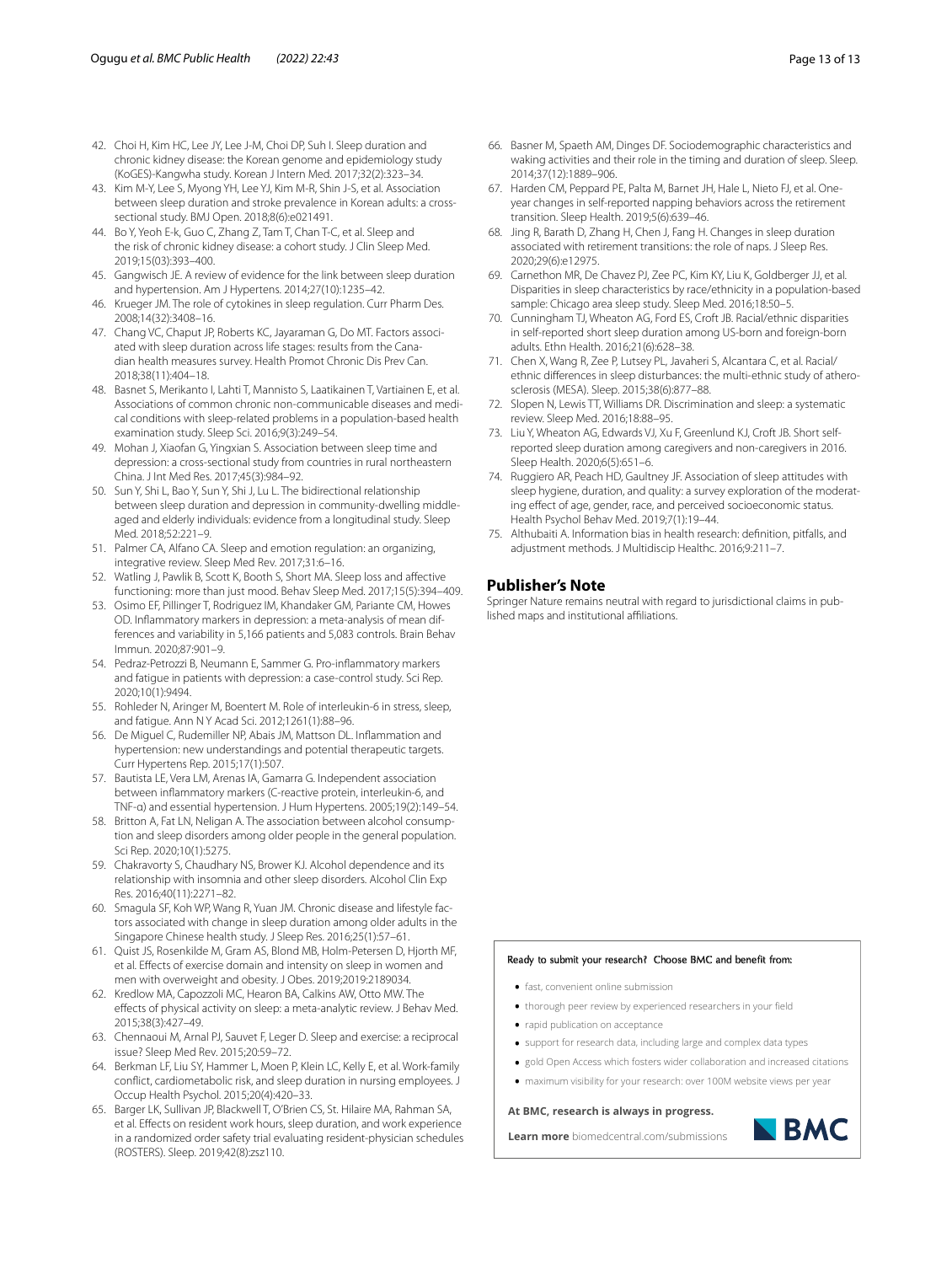42. Choi H, Kim HC, Lee JY, Lee J-M, Choi DP, Suh I. Sleep duration and chronic kidney disease: the Korean genome and epidemiology study (KoGES)-Kangwha study. Korean J Intern Med. 2017;32(2):323–34.
43. Kim M-Y, Lee S, Myong YH, Lee YJ, Kim M-R, Shin J-S, et al. Association between sleep duration and stroke prevalence in Korean adults: a cross-sectional study. BMJ Open. 2018;8(6):e021491.
44. Bo Y, Yeoh E-k, Guo C, Zhang Z, Tam T, Chan T-C, et al. Sleep and the risk of chronic kidney disease: a cohort study. J Clin Sleep Med. 2019;15(03):393–400.
45. Gangwisch JE. A review of evidence for the link between sleep duration and hypertension. Am J Hypertens. 2014;27(10):1235–42.
46. Krueger JM. The role of cytokines in sleep regulation. Curr Pharm Des. 2008;14(32):3408–16.
47. Chang VC, Chaput JP, Roberts KC, Jayaraman G, Do MT. Factors associated with sleep duration across life stages: results from the Canadian health measures survey. Health Promot Chronic Dis Prev Can. 2018;38(11):404–18.
48. Basnet S, Merikanto I, Lahti T, Mannisto S, Laatikainen T, Vartiainen E, et al. Associations of common chronic non-communicable diseases and medical conditions with sleep-related problems in a population-based health examination study. Sleep Sci. 2016;9(3):249–54.
49. Mohan J, Xiaofan G, Yingxian S. Association between sleep time and depression: a cross-sectional study from countries in rural northeastern China. J Int Med Res. 2017;45(3):984–92.
50. Sun Y, Shi L, Bao Y, Sun Y, Shi J, Lu L. The bidirectional relationship between sleep duration and depression in community-dwelling middle-aged and elderly individuals: evidence from a longitudinal study. Sleep Med. 2018;52:221–9.
51. Palmer CA, Alfano CA. Sleep and emotion regulation: an organizing, integrative review. Sleep Med Rev. 2017;31:6–16.
52. Watling J, Pawlik B, Scott K, Booth S, Short MA. Sleep loss and affective functioning: more than just mood. Behav Sleep Med. 2017;15(5):394–409.
53. Osimo EF, Pillinger T, Rodriguez IM, Khandaker GM, Pariante CM, Howes OD. Inflammatory markers in depression: a meta-analysis of mean differences and variability in 5,166 patients and 5,083 controls. Brain Behav Immun. 2020;87:901–9.
54. Pedraz-Petrozzi B, Neumann E, Sammer G. Pro-inflammatory markers and fatigue in patients with depression: a case-control study. Sci Rep. 2020;10(1):9494.
55. Rohleder N, Aringer M, Boentert M. Role of interleukin-6 in stress, sleep, and fatigue. Ann N Y Acad Sci. 2012;1261(1):88–96.
56. De Miguel C, Rudemiller NP, Abais JM, Mattson DL. Inflammation and hypertension: new understandings and potential therapeutic targets. Curr Hypertens Rep. 2015;17(1):507.
57. Bautista LE, Vera LM, Arenas IA, Gamarra G. Independent association between inflammatory markers (C-reactive protein, interleukin-6, and TNF-α) and essential hypertension. J Hum Hypertens. 2005;19(2):149–54.
58. Britton A, Fat LN, Neligan A. The association between alcohol consumption and sleep disorders among older people in the general population. Sci Rep. 2020;10(1):5275.
59. Chakravorty S, Chaudhary NS, Brower KJ. Alcohol dependence and its relationship with insomnia and other sleep disorders. Alcohol Clin Exp Res. 2016;40(11):2271–82.
60. Smagula SF, Koh WP, Wang R, Yuan JM. Chronic disease and lifestyle factors associated with change in sleep duration among older adults in the Singapore Chinese health study. J Sleep Res. 2016;25(1):57–61.
61. Quist JS, Rosenkilde M, Gram AS, Blond MB, Holm-Petersen D, Hjorth MF, et al. Effects of exercise domain and intensity on sleep in women and men with overweight and obesity. J Obes. 2019;2019:2189034.
62. Kredlow MA, Capozzoli MC, Hearon BA, Calkins AW, Otto MW. The effects of physical activity on sleep: a meta-analytic review. J Behav Med. 2015;38(3):427–49.
63. Chennaoui M, Arnal PJ, Sauvet F, Leger D. Sleep and exercise: a reciprocal issue? Sleep Med Rev. 2015;20:59–72.
64. Berkman LF, Liu SY, Hammer L, Moen P, Klein LC, Kelly E, et al. Work-family conflict, cardiometabolic risk, and sleep duration in nursing employees. J Occup Health Psychol. 2015;20(4):420–33.
65. Barger LK, Sullivan JP, Blackwell T, O'Brien CS, St. Hilaire MA, Rahman SA, et al. Effects on resident work hours, sleep duration, and work experience in a randomized order safety trial evaluating resident-physician schedules (ROSTERS). Sleep. 2019;42(8):zsz110.
66. Basner M, Spaeth AM, Dinges DF. Sociodemographic characteristics and waking activities and their role in the timing and duration of sleep. Sleep. 2014;37(12):1889–906.
67. Harden CM, Peppard PE, Palta M, Barnet JH, Hale L, Nieto FJ, et al. One-year changes in self-reported napping behaviors across the retirement transition. Sleep Health. 2019;5(6):639–46.
68. Jing R, Barath D, Zhang H, Chen J, Fang H. Changes in sleep duration associated with retirement transitions: the role of naps. J Sleep Res. 2020;29(6):e12975.
69. Carnethon MR, De Chavez PJ, Zee PC, Kim KY, Liu K, Goldberger JJ, et al. Disparities in sleep characteristics by race/ethnicity in a population-based sample: Chicago area sleep study. Sleep Med. 2016;18:50–5.
70. Cunningham TJ, Wheaton AG, Ford ES, Croft JB. Racial/ethnic disparities in self-reported short sleep duration among US-born and foreign-born adults. Ethn Health. 2016;21(6):628–38.
71. Chen X, Wang R, Zee P, Lutsey PL, Javaheri S, Alcantara C, et al. Racial/ethnic differences in sleep disturbances: the multi-ethnic study of atherosclerosis (MESA). Sleep. 2015;38(6):877–88.
72. Slopen N, Lewis TT, Williams DR. Discrimination and sleep: a systematic review. Sleep Med. 2016;18:88–95.
73. Liu Y, Wheaton AG, Edwards VJ, Xu F, Greenlund KJ, Croft JB. Short self-reported sleep duration among caregivers and non-caregivers in 2016. Sleep Health. 2020;6(5):651–6.
74. Ruggiero AR, Peach HD, Gaultney JF. Association of sleep attitudes with sleep hygiene, duration, and quality: a survey exploration of the moderating effect of age, gender, race, and perceived socioeconomic status. Health Psychol Behav Med. 2019;7(1):19–44.
75. Althubaiti A. Information bias in health research: definition, pitfalls, and adjustment methods. J Multidiscip Healthc. 2016;9:211–7.

## Publisher's Note

Springer Nature remains neutral with regard to jurisdictional claims in published maps and institutional affiliations.

Ready to submit your research? Choose BMC and benefit from:

- fast, convenient online submission
- thorough peer review by experienced researchers in your field
- rapid publication on acceptance
- support for research data, including large and complex data types
- gold Open Access which fosters wider collaboration and increased citations
- maximum visibility for your research: over 100M website views per year

**At BMC, research is always in progress.**

**Learn more** biomedcentral.com/submissions

BMC